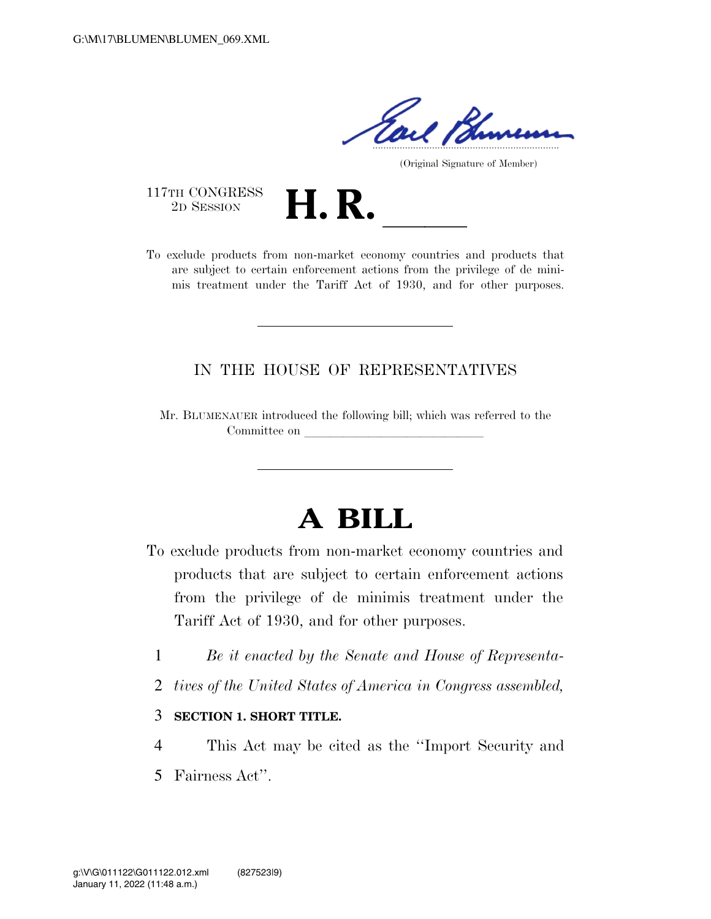(Original Signature of Member)

117TH CONGRESS
2D SESSION

# H. R. \_\_\_\_\_\_

To exclude products from non-market economy countries and products that are subject to certain enforcement actions from the privilege of de minimis treatment under the Tariff Act of 1930, and for other purposes.

---

IN THE HOUSE OF REPRESENTATIVES

Mr. BLUMENAUER introduced the following bill; which was referred to the Committee on \_\_\_\_\_\_\_\_\_\_\_\_\_\_\_\_\_\_\_\_\_\_\_\_\_\_\_\_

---

# A BILL

To exclude products from non-market economy countries and products that are subject to certain enforcement actions from the privilege of de minimis treatment under the Tariff Act of 1930, and for other purposes.

1 *Be it enacted by the Senate and House of Representa-*
2 *tives of the United States of America in Congress assembled,*

3 **SECTION 1. SHORT TITLE.**

4 This Act may be cited as the ''Import Security and
5 Fairness Act''.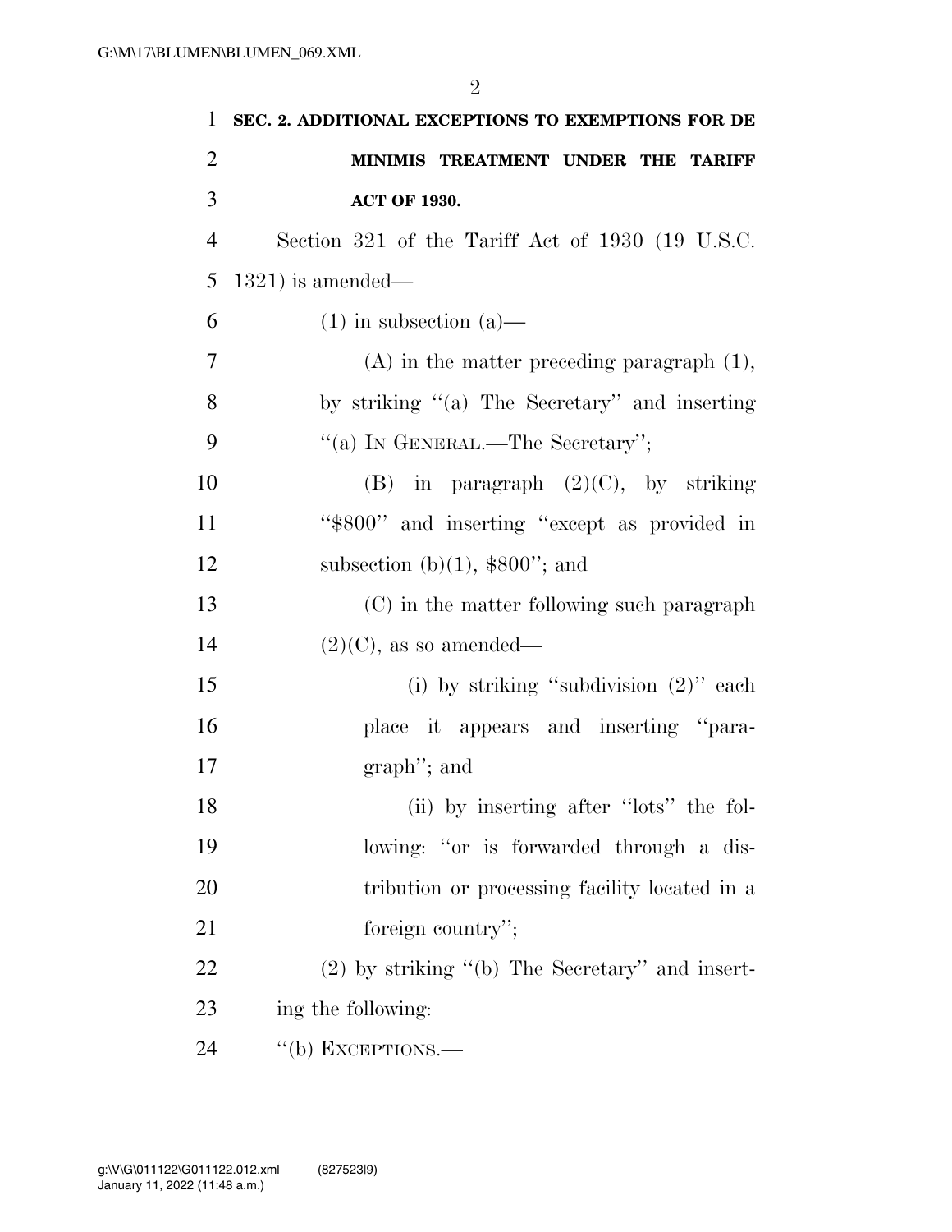**SEC. 2. ADDITIONAL EXCEPTIONS TO EXEMPTIONS FOR DE MINIMIS TREATMENT UNDER THE TARIFF ACT OF 1930.**

Section 321 of the Tariff Act of 1930 (19 U.S.C. 1321) is amended—

(1) in subsection (a)—

(A) in the matter preceding paragraph (1), by striking "(a) The Secretary" and inserting "(a) IN GENERAL.—The Secretary";

(B) in paragraph (2)(C), by striking "$800" and inserting "except as provided in subsection (b)(1), $800"; and

(C) in the matter following such paragraph (2)(C), as so amended—

(i) by striking "subdivision (2)" each place it appears and inserting "paragraph"; and

(ii) by inserting after "lots" the following: "or is forwarded through a distribution or processing facility located in a foreign country";

(2) by striking "(b) The Secretary" and inserting the following:

"(b) EXCEPTIONS.—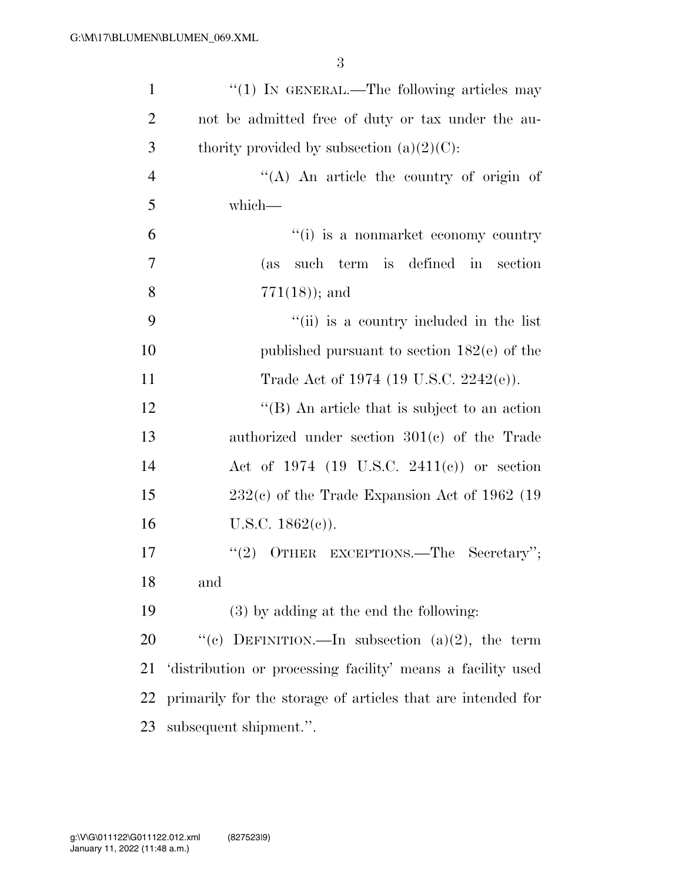"(1) IN GENERAL.—The following articles may not be admitted free of duty or tax under the authority provided by subsection (a)(2)(C):

"(A) An article the country of origin of which—

"(i) is a nonmarket economy country (as such term is defined in section 771(18)); and

"(ii) is a country included in the list published pursuant to section 182(e) of the Trade Act of 1974 (19 U.S.C. 2242(e)).

"(B) An article that is subject to an action authorized under section 301(c) of the Trade Act of 1974 (19 U.S.C. 2411(c)) or section 232(c) of the Trade Expansion Act of 1962 (19 U.S.C. 1862(c)).

"(2) OTHER EXCEPTIONS.—The Secretary"; and

(3) by adding at the end the following:

"(c) DEFINITION.—In subsection (a)(2), the term 'distribution or processing facility' means a facility used primarily for the storage of articles that are intended for subsequent shipment.".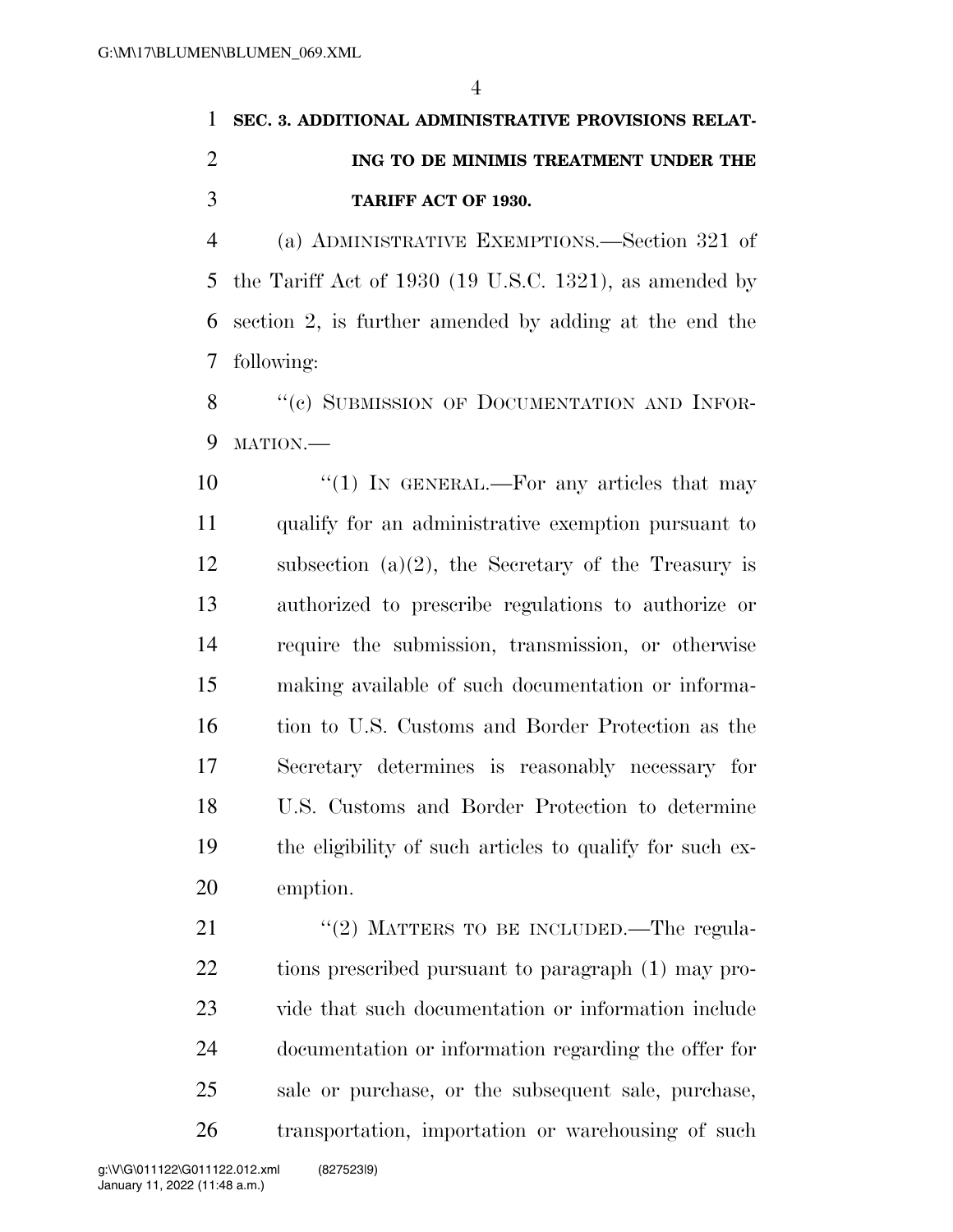**SEC. 3. ADDITIONAL ADMINISTRATIVE PROVISIONS RELATING TO DE MINIMIS TREATMENT UNDER THE TARIFF ACT OF 1930.**

(a) ADMINISTRATIVE EXEMPTIONS.—Section 321 of the Tariff Act of 1930 (19 U.S.C. 1321), as amended by section 2, is further amended by adding at the end the following:

"(c) SUBMISSION OF DOCUMENTATION AND INFORMATION.—

"(1) IN GENERAL.—For any articles that may qualify for an administrative exemption pursuant to subsection (a)(2), the Secretary of the Treasury is authorized to prescribe regulations to authorize or require the submission, transmission, or otherwise making available of such documentation or information to U.S. Customs and Border Protection as the Secretary determines is reasonably necessary for U.S. Customs and Border Protection to determine the eligibility of such articles to qualify for such exemption.

"(2) MATTERS TO BE INCLUDED.—The regulations prescribed pursuant to paragraph (1) may provide that such documentation or information include documentation or information regarding the offer for sale or purchase, or the subsequent sale, purchase, transportation, importation or warehousing of such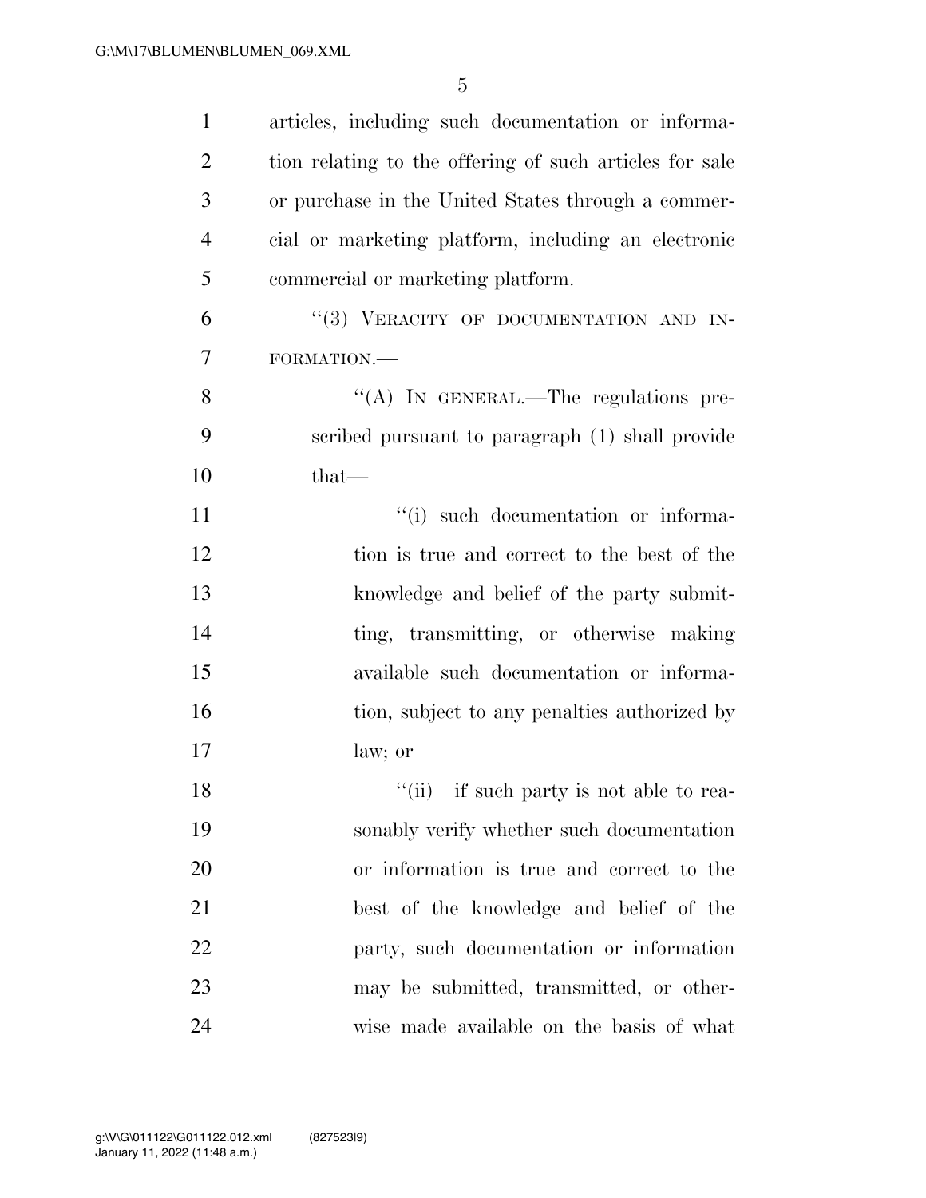articles, including such documentation or information relating to the offering of such articles for sale or purchase in the United States through a commercial or marketing platform, including an electronic commercial or marketing platform.

"(3) VERACITY OF DOCUMENTATION AND INFORMATION.—

"(A) IN GENERAL.—The regulations prescribed pursuant to paragraph (1) shall provide that—

"(i) such documentation or information is true and correct to the best of the knowledge and belief of the party submitting, transmitting, or otherwise making available such documentation or information, subject to any penalties authorized by law; or

"(ii) if such party is not able to reasonably verify whether such documentation or information is true and correct to the best of the knowledge and belief of the party, such documentation or information may be submitted, transmitted, or otherwise made available on the basis of what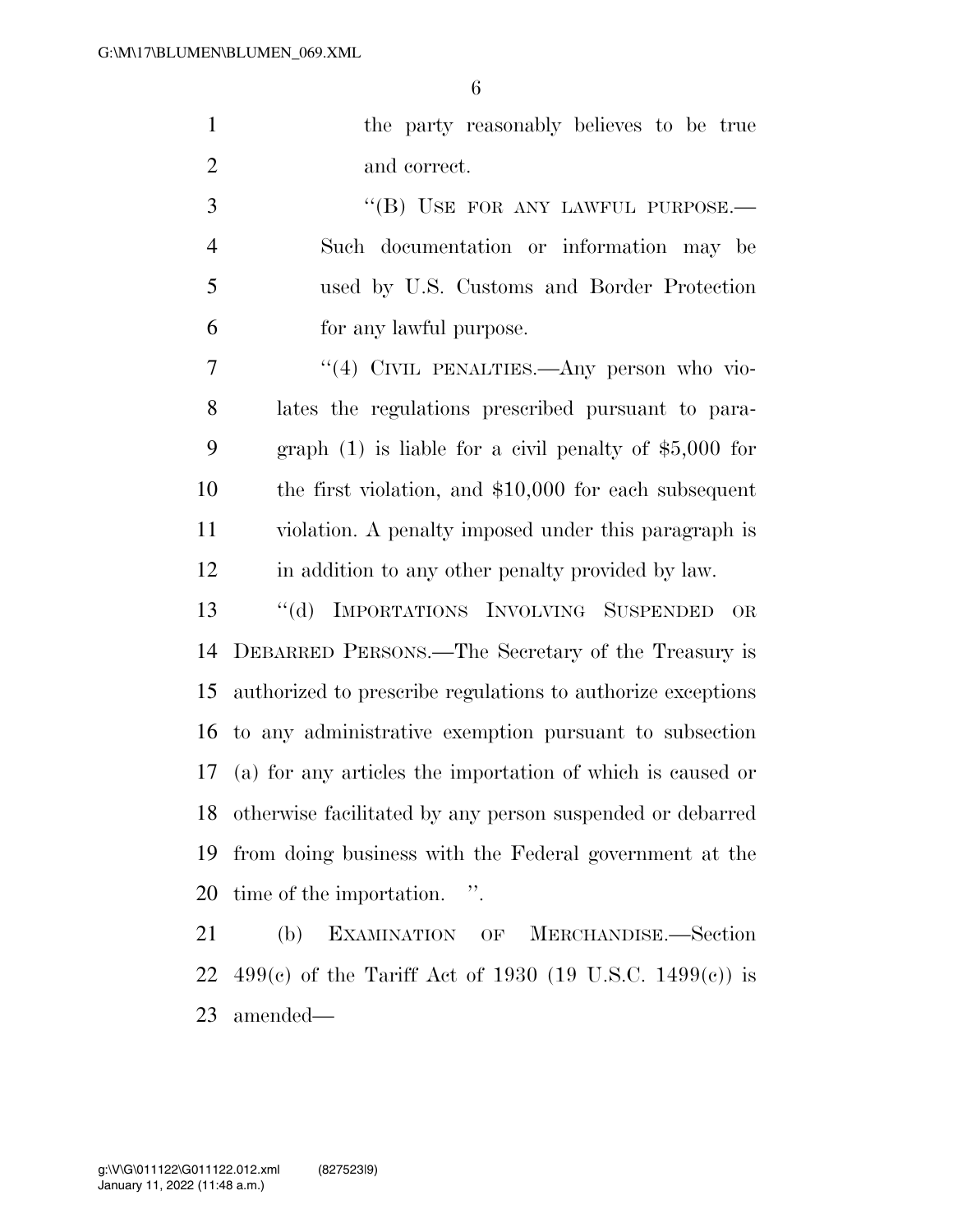the party reasonably believes to be true and correct.

"(B) USE FOR ANY LAWFUL PURPOSE.— Such documentation or information may be used by U.S. Customs and Border Protection for any lawful purpose.

"(4) CIVIL PENALTIES.—Any person who violates the regulations prescribed pursuant to paragraph (1) is liable for a civil penalty of $5,000 for the first violation, and $10,000 for each subsequent violation. A penalty imposed under this paragraph is in addition to any other penalty provided by law.

"(d) IMPORTATIONS INVOLVING SUSPENDED OR DEBARRED PERSONS.—The Secretary of the Treasury is authorized to prescribe regulations to authorize exceptions to any administrative exemption pursuant to subsection (a) for any articles the importation of which is caused or otherwise facilitated by any person suspended or debarred from doing business with the Federal government at the time of the importation. ".

(b) EXAMINATION OF MERCHANDISE.—Section 499(c) of the Tariff Act of 1930 (19 U.S.C. 1499(c)) is amended—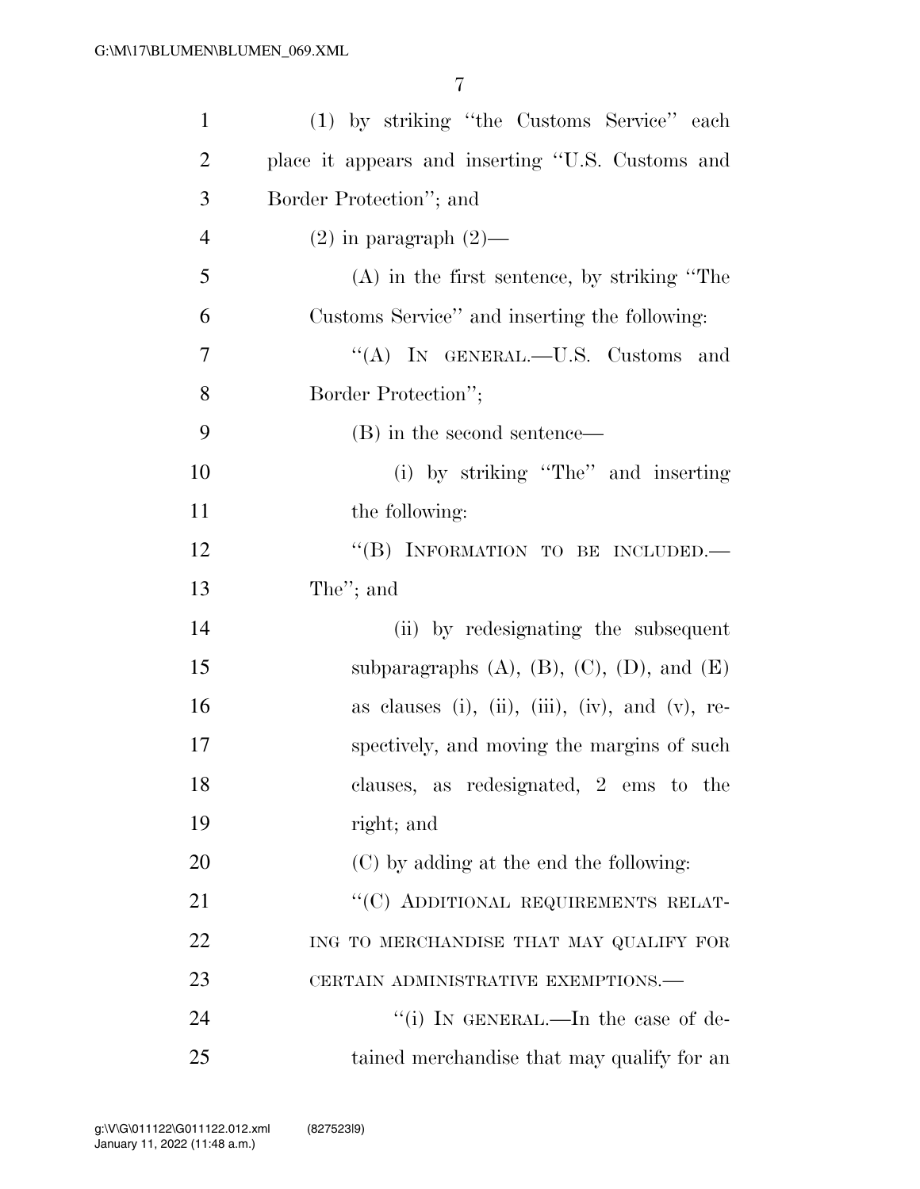(1) by striking ''the Customs Service'' each place it appears and inserting ''U.S. Customs and Border Protection''; and

(2) in paragraph (2)—

(A) in the first sentence, by striking ''The Customs Service'' and inserting the following:

''(A) IN GENERAL.—U.S. Customs and Border Protection'';

(B) in the second sentence—

(i) by striking ''The'' and inserting the following:

''(B) INFORMATION TO BE INCLUDED.—The''; and

(ii) by redesignating the subsequent subparagraphs (A), (B), (C), (D), and (E) as clauses (i), (ii), (iii), (iv), and (v), respectively, and moving the margins of such clauses, as redesignated, 2 ems to the right; and

(C) by adding at the end the following:

''(C) ADDITIONAL REQUIREMENTS RELATING TO MERCHANDISE THAT MAY QUALIFY FOR CERTAIN ADMINISTRATIVE EXEMPTIONS.—

''(i) IN GENERAL.—In the case of detained merchandise that may qualify for an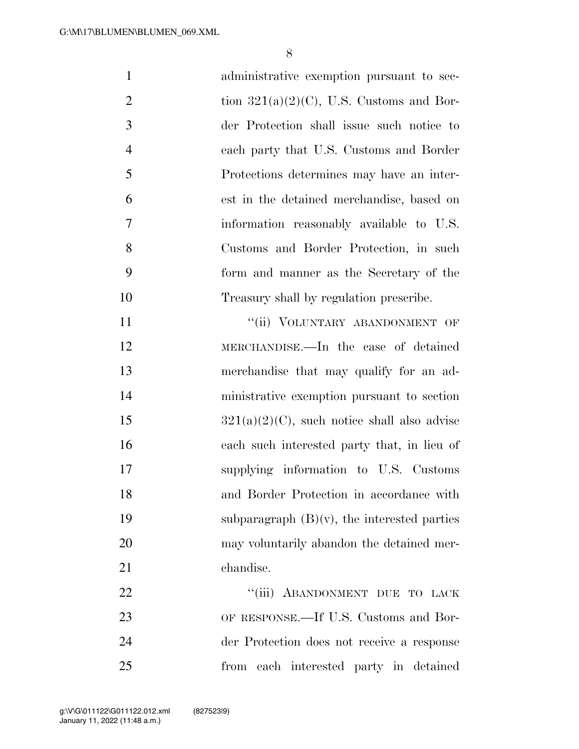administrative exemption pursuant to section 321(a)(2)(C), U.S. Customs and Border Protection shall issue such notice to each party that U.S. Customs and Border Protections determines may have an interest in the detained merchandise, based on information reasonably available to U.S. Customs and Border Protection, in such form and manner as the Secretary of the Treasury shall by regulation prescribe.

"(ii) VOLUNTARY ABANDONMENT OF MERCHANDISE.—In the case of detained merchandise that may qualify for an administrative exemption pursuant to section 321(a)(2)(C), such notice shall also advise each such interested party that, in lieu of supplying information to U.S. Customs and Border Protection in accordance with subparagraph (B)(v), the interested parties may voluntarily abandon the detained merchandise.

"(iii) ABANDONMENT DUE TO LACK OF RESPONSE.—If U.S. Customs and Border Protection does not receive a response from each interested party in detained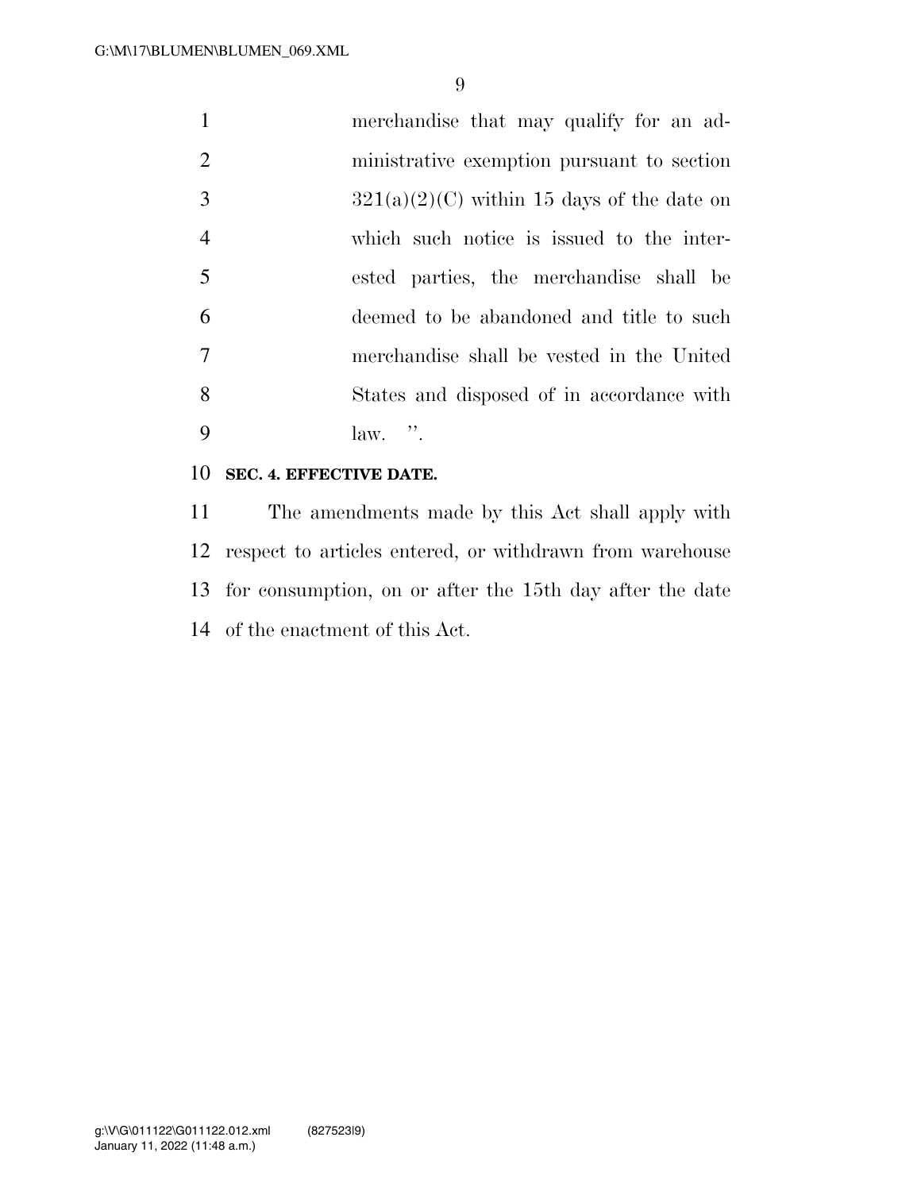merchandise that may qualify for an administrative exemption pursuant to section 321(a)(2)(C) within 15 days of the date on which such notice is issued to the interested parties, the merchandise shall be deemed to be abandoned and title to such merchandise shall be vested in the United States and disposed of in accordance with law. ''.

**SEC. 4. EFFECTIVE DATE.**

The amendments made by this Act shall apply with respect to articles entered, or withdrawn from warehouse for consumption, on or after the 15th day after the date of the enactment of this Act.